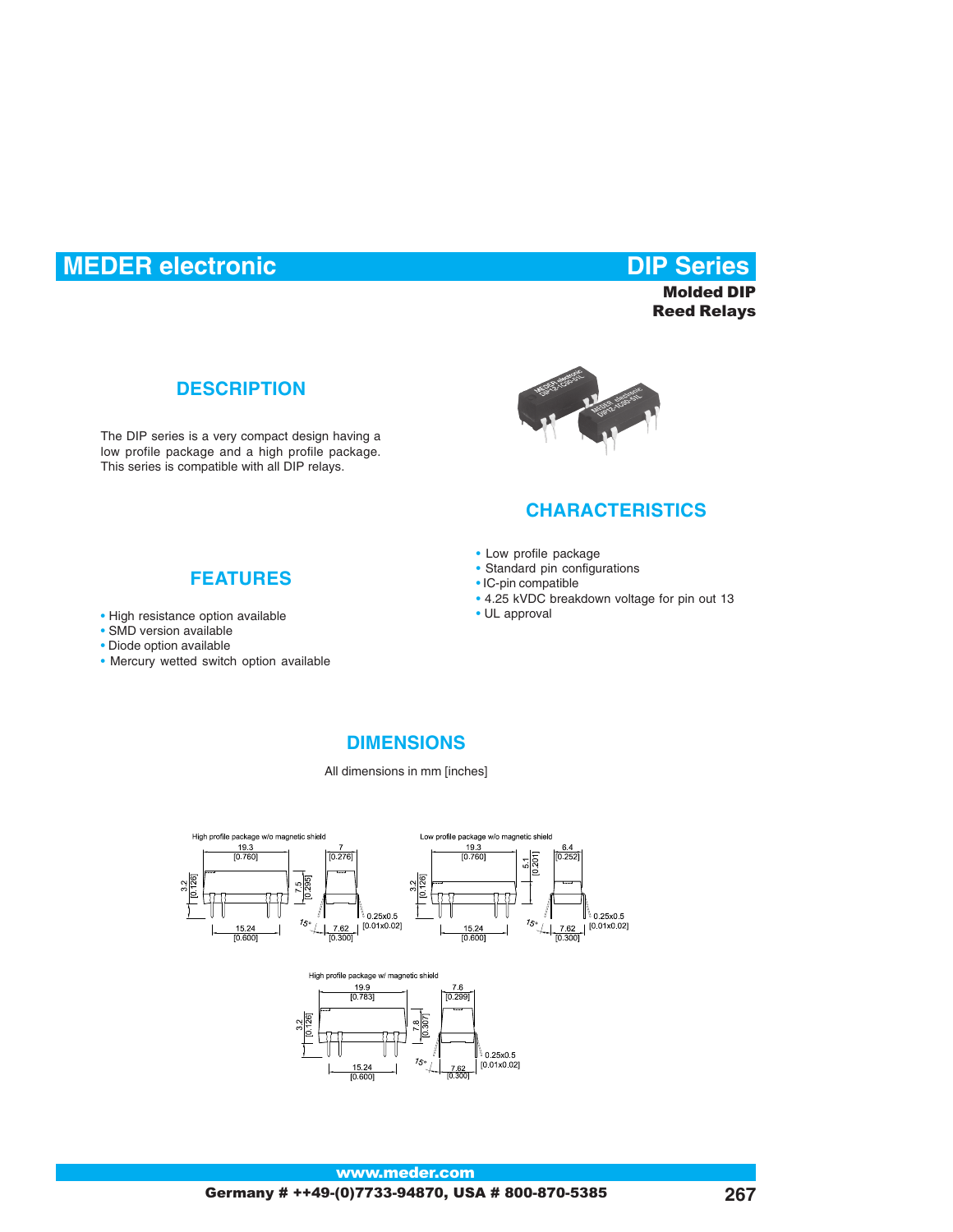# MEDER electronic

# DIP Series

**Molded DIP Reed Relays**

## DESCRIPTION

The DIP series is a very compact design having a low profile package and a high profile package. This series is compatible with all DIP relays.

## CHARACTERISTICS

- Low profile package
- Standard pin configurations
- IC-pin compatible
- 4.25 kVDC breakdown voltage for pin out 13
- UL approval

## FEATURES

- High resistance option available
- SMD version available
- Diode option available
- Mercury wetted switch option available

## DIMENSIONS

All dimensions in mm [inches]

High profile package w/o magnetic shield

19.3 [0.760]; 7 [0.276]; 3.2 [0.126]; 7.5 [0.295]; 15° ; 0.25x0.5 [0.01x0.02]; 15.24 [0.600]; 7.62 [0.300]

Low profile package w/o magnetic shield

19.3 [0.760]; 5.1 [0.201]; 6.4 [0.252]; 3.2 [0.126]; 15°; 0.25x0.5 [0.01x0.02]; 15.24 [0.600]; 7.62 [0.300]

High profile package w/ magnetic shield

19.9 [0.783]; 7.6 [0.299]; 3.2 [0.126]; 7.8 [0.307]; 15°; 0.25x0.5 [0.01x0.02]; 15.24 [0.600]; 7.62 [0.300]

www.meder.com

Germany # ++49-(0)7733-94870, USA # 800-870-5385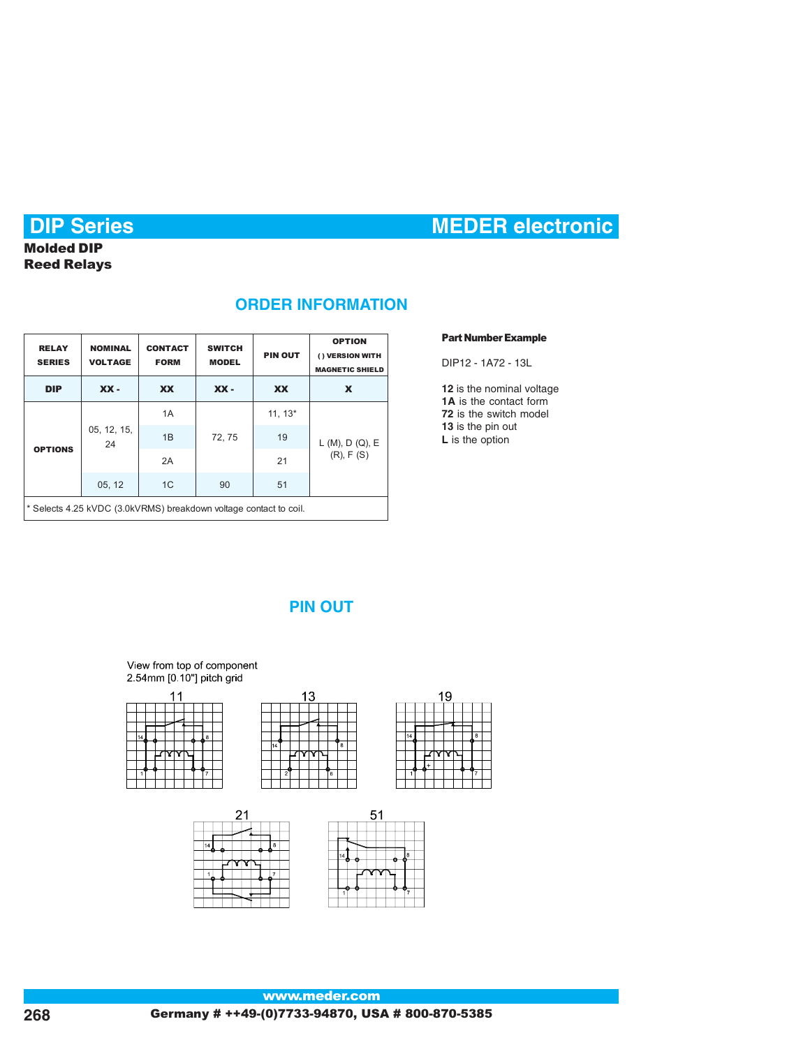# DIP Series

# MEDER electronic

**Molded DIP**
**Reed Relays**

## ORDER INFORMATION

| RELAY SERIES | NOMINAL VOLTAGE | CONTACT FORM | SWITCH MODEL | PIN OUT | OPTION ( ) VERSION WITH MAGNETIC SHIELD |
|---|---|---|---|---|---|
| DIP | XX - | XX | XX - | XX | X |
| OPTIONS | 05, 12, 15, 24 | 1A | 72, 75 | 11, 13* | L (M), D (Q), E (R), F (S) |
| | | 1B | | 19 | |
| | | 2A | | 21 | |
| | 05, 12 | 1C | 90 | 51 | |

* Selects 4.25 kVDC (3.0kVRMS) breakdown voltage contact to coil.

**Part Number Example**

DIP12 - 1A72 - 13L

**12** is the nominal voltage
**1A** is the contact form
**72** is the switch model
**13** is the pin out
**L** is the option

## PIN OUT

View from top of component
2.54mm [0.10"] pitch grid

11 13 19

21 51

**www.meder.com**

**Germany # ++49-(0)7733-94870, USA # 800-870-5385**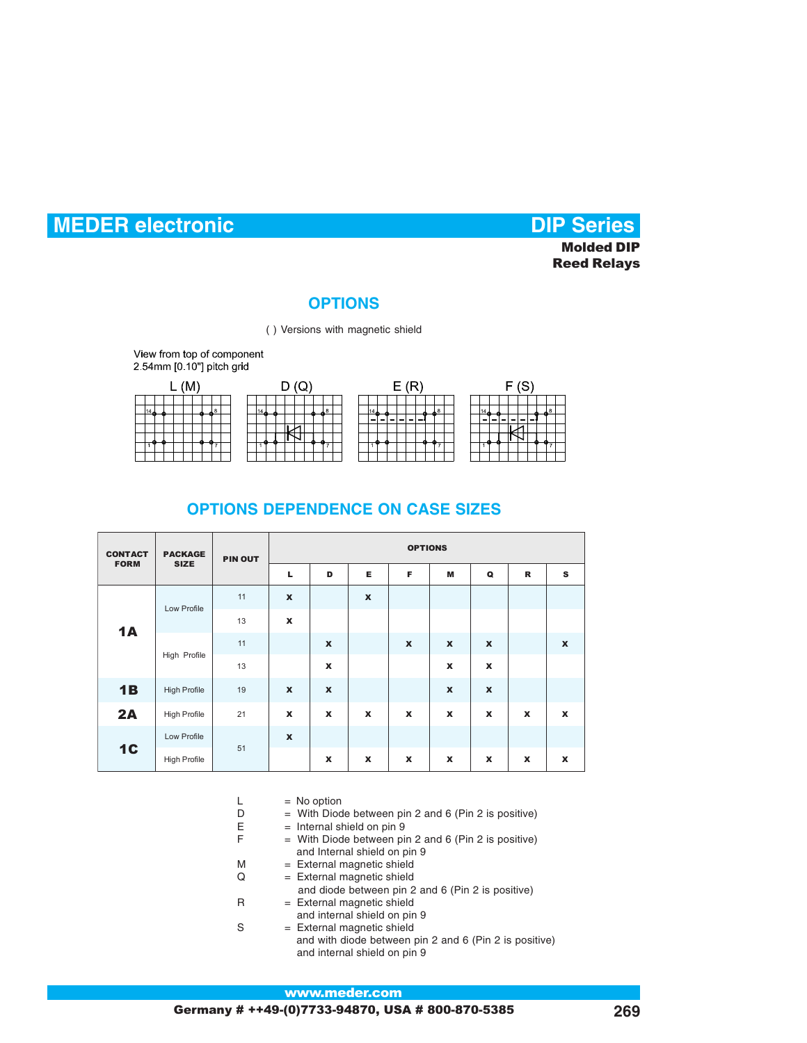**Molded DIP Reed Relays**

## OPTIONS

( ) Versions with magnetic shield

View from top of component
2.54mm [0.10"] pitch grid

L (M) D (Q) E (R) F (S)

## OPTIONS DEPENDENCE ON CASE SIZES

| CONTACT FORM | PACKAGE SIZE | PIN OUT | OPTIONS | | | | | | | |
|---|---|---|---|---|---|---|---|---|---|---|
| | | | L | D | E | F | M | Q | R | S |
| 1A | Low Profile | 11 | x | | x | | | | | |
| | | 13 | x | | | | | | | |
| | High Profile | 11 | | x | | x | x | x | | x |
| | | 13 | | x | | | x | x | | |
| 1B | High Profile | 19 | x | x | | | x | x | | |
| 2A | High Profile | 21 | x | x | x | x | x | x | x | x |
| 1C | Low Profile | 51 | x | | | | | | | |
| | High Profile | | | x | x | x | x | x | x | x |

L = No option
D = With Diode between pin 2 and 6 (Pin 2 is positive)
E = Internal shield on pin 9
F = With Diode between pin 2 and 6 (Pin 2 is positive) and Internal shield on pin 9
M = External magnetic shield
Q = External magnetic shield and diode between pin 2 and 6 (Pin 2 is positive)
R = External magnetic shield and internal shield on pin 9
S = External magnetic shield and with diode between pin 2 and 6 (Pin 2 is positive) and internal shield on pin 9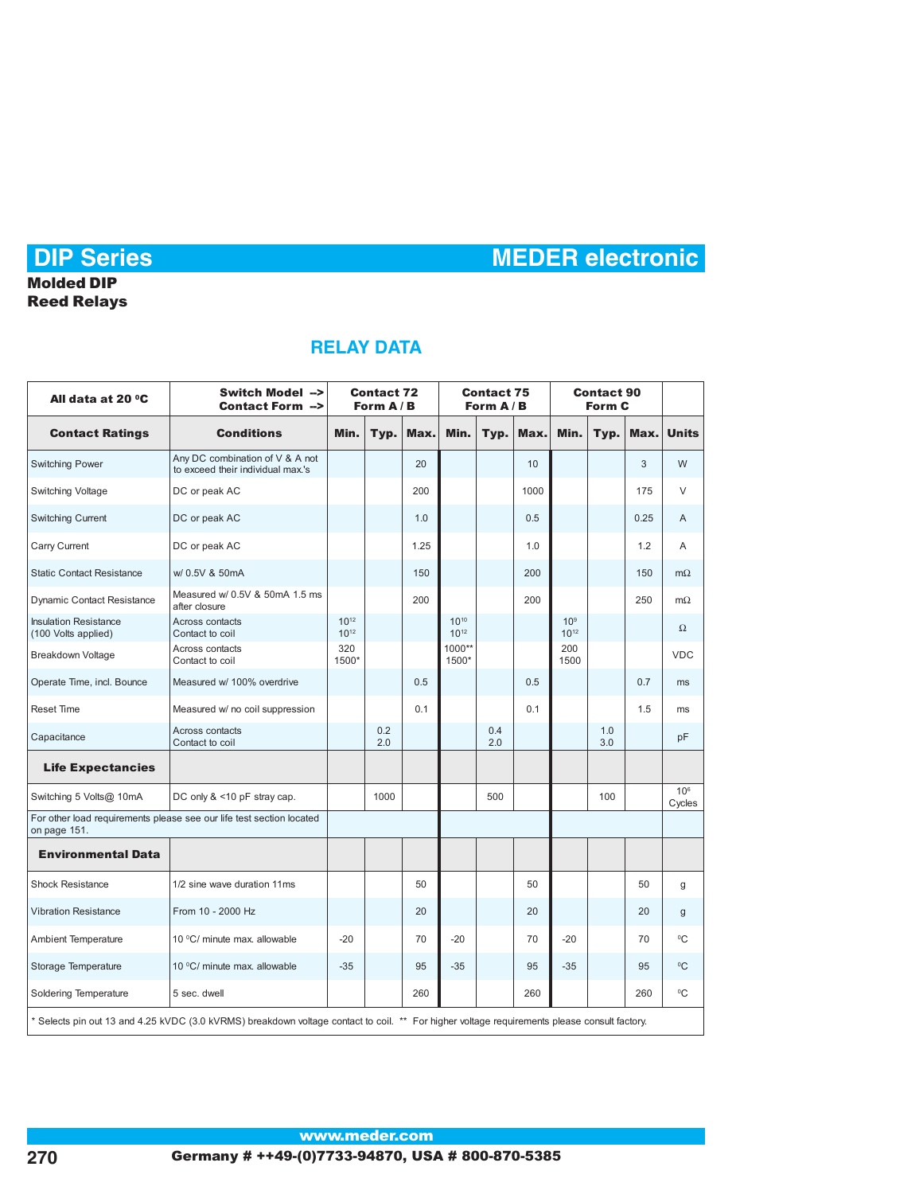# DIP Series

# MEDER electronic

**Molded DIP**
**Reed Relays**

## RELAY DATA

| All data at 20 °C | Switch Model --> Contact Form --> | Contact 72 Form A / B | | | Contact 75 Form A / B | | | Contact 90 Form C | | | |
|---|---|---|---|---|---|---|---|---|---|---|---|
| **Contact Ratings** | **Conditions** | **Min.** | **Typ.** | **Max.** | **Min.** | **Typ.** | **Max.** | **Min.** | **Typ.** | **Max.** | **Units** |
| Switching Power | Any DC combination of V & A not to exceed their individual max.'s | | | 20 | | | 10 | | | 3 | W |
| Switching Voltage | DC or peak AC | | | 200 | | | 1000 | | | 175 | V |
| Switching Current | DC or peak AC | | | 1.0 | | | 0.5 | | | 0.25 | A |
| Carry Current | DC or peak AC | | | 1.25 | | | 1.0 | | | 1.2 | A |
| Static Contact Resistance | w/ 0.5V & 50mA | | | 150 | | | 200 | | | 150 | mΩ |
| Dynamic Contact Resistance | Measured w/ 0.5V & 50mA 1.5 ms after closure | | | 200 | | | 200 | | | 250 | mΩ |
| Insulation Resistance (100 Volts applied) | Across contacts<br>Contact to coil | $10^{12}$<br>$10^{12}$ | | | $10^{10}$<br>$10^{12}$ | | | $10^{9}$<br>$10^{12}$ | | | Ω |
| Breakdown Voltage | Across contacts<br>Contact to coil | 320<br>1500* | | | 1000**<br>1500* | | | 200<br>1500 | | | VDC |
| Operate Time, incl. Bounce | Measured w/ 100% overdrive | | | 0.5 | | | 0.5 | | | 0.7 | ms |
| Reset Time | Measured w/ no coil suppression | | | 0.1 | | | 0.1 | | | 1.5 | ms |
| Capacitance | Across contacts<br>Contact to coil | | 0.2<br>2.0 | | | 0.4<br>2.0 | | | 1.0<br>3.0 | | pF |
| **Life Expectancies** | | | | | | | | | | | |
| Switching 5 Volts@ 10mA | DC only & <10 pF stray cap. | | 1000 | | | 500 | | | 100 | | $10^{6}$ Cycles |
| For other load requirements please see our life test section located on page 151. | | | | | | | | | | | |
| **Environmental Data** | | | | | | | | | | | |
| Shock Resistance | 1/2 sine wave duration 11ms | | | 50 | | | 50 | | | 50 | g |
| Vibration Resistance | From 10 - 2000 Hz | | | 20 | | | 20 | | | 20 | g |
| Ambient Temperature | 10 °C/ minute max. allowable | -20 | | 70 | -20 | | 70 | -20 | | 70 | °C |
| Storage Temperature | 10 °C/ minute max. allowable | -35 | | 95 | -35 | | 95 | -35 | | 95 | °C |
| Soldering Temperature | 5 sec. dwell | | | 260 | | | 260 | | | 260 | °C |

\* Selects pin out 13 and 4.25 kVDC (3.0 kVRMS) breakdown voltage contact to coil. ** For higher voltage requirements please consult factory.

www.meder.com

Germany # ++49-(0)7733-94870, USA # 800-870-5385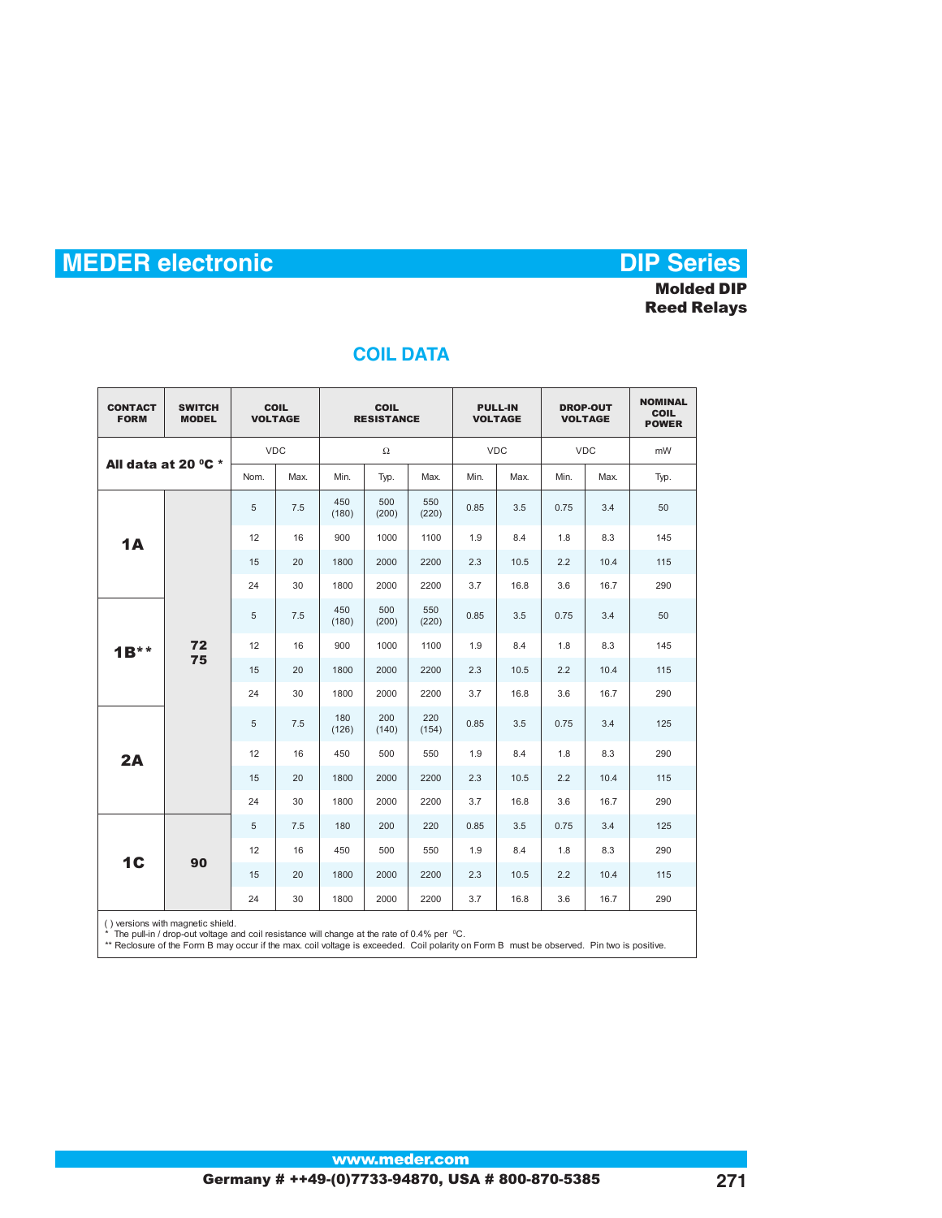## MEDER electronic — DIP Series

**Molded DIP Reed Relays**

## COIL DATA

| CONTACT FORM | SWITCH MODEL | COIL VOLTAGE | | COIL RESISTANCE | | | PULL-IN VOLTAGE | | DROP-OUT VOLTAGE | | NOMINAL COIL POWER |
|---|---|---|---|---|---|---|---|---|---|---|---|
| All data at 20 °C * | | VDC | | Ω | | | VDC | | VDC | | mW |
| | | Nom. | Max. | Min. | Typ. | Max. | Min. | Max. | Min. | Max. | Typ. |
| 1A | 72 75 | 5 | 7.5 | 450 (180) | 500 (200) | 550 (220) | 0.85 | 3.5 | 0.75 | 3.4 | 50 |
| | | 12 | 16 | 900 | 1000 | 1100 | 1.9 | 8.4 | 1.8 | 8.3 | 145 |
| | | 15 | 20 | 1800 | 2000 | 2200 | 2.3 | 10.5 | 2.2 | 10.4 | 115 |
| | | 24 | 30 | 1800 | 2000 | 2200 | 3.7 | 16.8 | 3.6 | 16.7 | 290 |
| 1B** | | 5 | 7.5 | 450 (180) | 500 (200) | 550 (220) | 0.85 | 3.5 | 0.75 | 3.4 | 50 |
| | | 12 | 16 | 900 | 1000 | 1100 | 1.9 | 8.4 | 1.8 | 8.3 | 145 |
| | | 15 | 20 | 1800 | 2000 | 2200 | 2.3 | 10.5 | 2.2 | 10.4 | 115 |
| | | 24 | 30 | 1800 | 2000 | 2200 | 3.7 | 16.8 | 3.6 | 16.7 | 290 |
| 2A | | 5 | 7.5 | 180 (126) | 200 (140) | 220 (154) | 0.85 | 3.5 | 0.75 | 3.4 | 125 |
| | | 12 | 16 | 450 | 500 | 550 | 1.9 | 8.4 | 1.8 | 8.3 | 290 |
| | | 15 | 20 | 1800 | 2000 | 2200 | 2.3 | 10.5 | 2.2 | 10.4 | 115 |
| | | 24 | 30 | 1800 | 2000 | 2200 | 3.7 | 16.8 | 3.6 | 16.7 | 290 |
| 1C | 90 | 5 | 7.5 | 180 | 200 | 220 | 0.85 | 3.5 | 0.75 | 3.4 | 125 |
| | | 12 | 16 | 450 | 500 | 550 | 1.9 | 8.4 | 1.8 | 8.3 | 290 |
| | | 15 | 20 | 1800 | 2000 | 2200 | 2.3 | 10.5 | 2.2 | 10.4 | 115 |
| | | 24 | 30 | 1800 | 2000 | 2200 | 3.7 | 16.8 | 3.6 | 16.7 | 290 |

( ) versions with magnetic shield.
* The pull-in / drop-out voltage and coil resistance will change at the rate of 0.4% per °C.
** Reclosure of the Form B may occur if the max. coil voltage is exceeded. Coil polarity on Form B must be observed. Pin two is positive.

www.meder.com
Germany # ++49-(0)7733-94870, USA # 800-870-5385